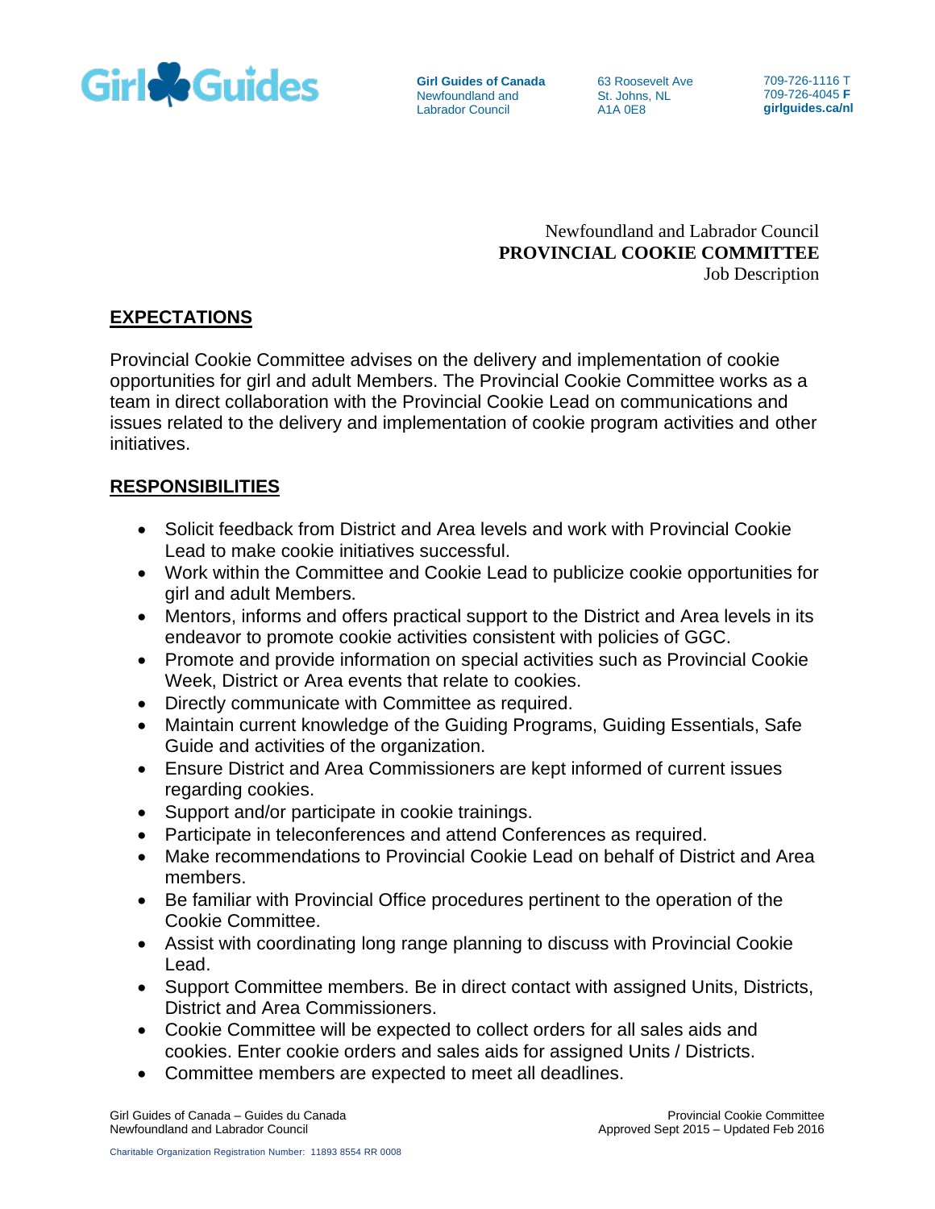Girl Guides of Canada
Newfoundland and Labrador Council

63 Roosevelt Ave
St. Johns, NL
A1A 0E8

709-726-1116 T
709-726-4045 **F**
**girlguides.ca/nl**

Newfoundland and Labrador Council
**PROVINCIAL COOKIE COMMITTEE**
Job Description

## EXPECTATIONS

Provincial Cookie Committee advises on the delivery and implementation of cookie opportunities for girl and adult Members. The Provincial Cookie Committee works as a team in direct collaboration with the Provincial Cookie Lead on communications and issues related to the delivery and implementation of cookie program activities and other initiatives.

## RESPONSIBILITIES

- Solicit feedback from District and Area levels and work with Provincial Cookie Lead to make cookie initiatives successful.
- Work within the Committee and Cookie Lead to publicize cookie opportunities for girl and adult Members.
- Mentors, informs and offers practical support to the District and Area levels in its endeavor to promote cookie activities consistent with policies of GGC.
- Promote and provide information on special activities such as Provincial Cookie Week, District or Area events that relate to cookies.
- Directly communicate with Committee as required.
- Maintain current knowledge of the Guiding Programs, Guiding Essentials, Safe Guide and activities of the organization.
- Ensure District and Area Commissioners are kept informed of current issues regarding cookies.
- Support and/or participate in cookie trainings.
- Participate in teleconferences and attend Conferences as required.
- Make recommendations to Provincial Cookie Lead on behalf of District and Area members.
- Be familiar with Provincial Office procedures pertinent to the operation of the Cookie Committee.
- Assist with coordinating long range planning to discuss with Provincial Cookie Lead.
- Support Committee members. Be in direct contact with assigned Units, Districts, District and Area Commissioners.
- Cookie Committee will be expected to collect orders for all sales aids and cookies. Enter cookie orders and sales aids for assigned Units / Districts.
- Committee members are expected to meet all deadlines.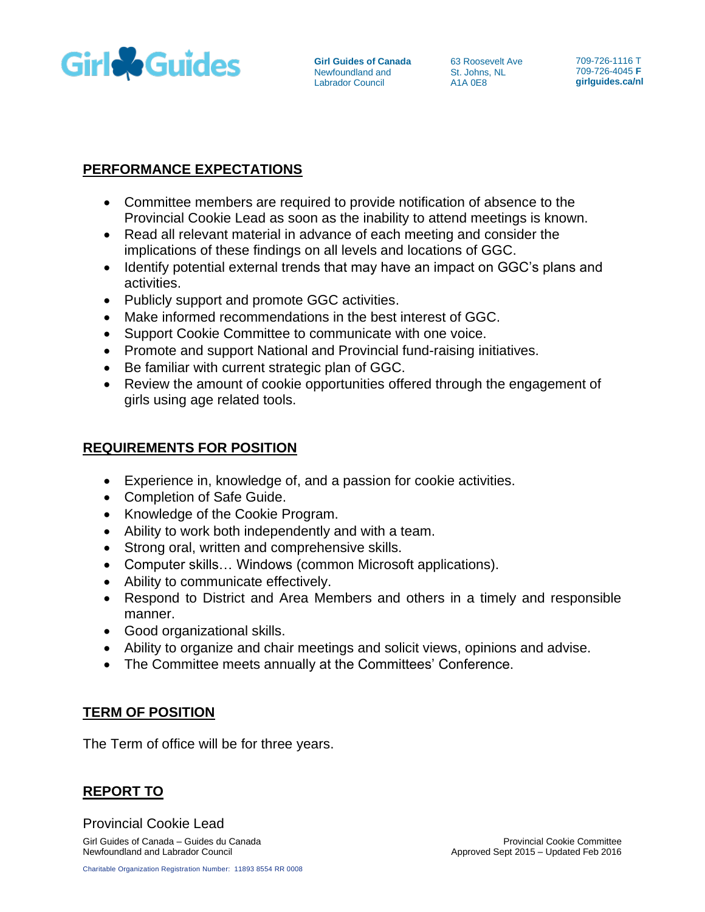## PERFORMANCE EXPECTATIONS

- Committee members are required to provide notification of absence to the Provincial Cookie Lead as soon as the inability to attend meetings is known.
- Read all relevant material in advance of each meeting and consider the implications of these findings on all levels and locations of GGC.
- Identify potential external trends that may have an impact on GGC's plans and activities.
- Publicly support and promote GGC activities.
- Make informed recommendations in the best interest of GGC.
- Support Cookie Committee to communicate with one voice.
- Promote and support National and Provincial fund-raising initiatives.
- Be familiar with current strategic plan of GGC.
- Review the amount of cookie opportunities offered through the engagement of girls using age related tools.

## REQUIREMENTS FOR POSITION

- Experience in, knowledge of, and a passion for cookie activities.
- Completion of Safe Guide.
- Knowledge of the Cookie Program.
- Ability to work both independently and with a team.
- Strong oral, written and comprehensive skills.
- Computer skills… Windows (common Microsoft applications).
- Ability to communicate effectively.
- Respond to District and Area Members and others in a timely and responsible manner.
- Good organizational skills.
- Ability to organize and chair meetings and solicit views, opinions and advise.
- The Committee meets annually at the Committees' Conference.

## TERM OF POSITION

The Term of office will be for three years.

## REPORT TO

Provincial Cookie Lead